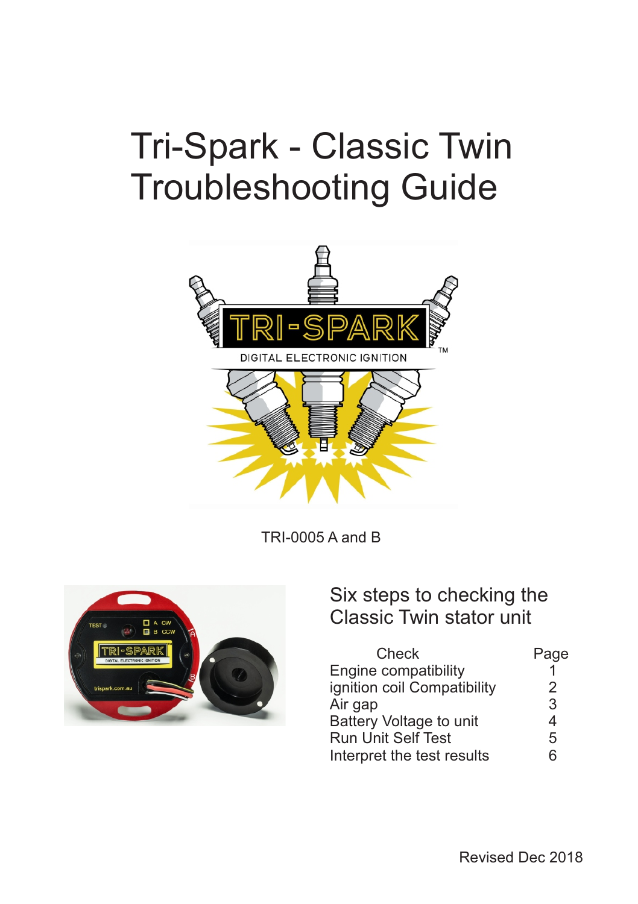# Tri-Spark - Classic Twin Troubleshooting Guide

TRI-0005 A and B

## Six steps to checking the Classic Twin stator unit

| Check | Page |
| --- | --- |
| Engine compatibility | 1 |
| ignition coil Compatibility | 2 |
| Air gap | 3 |
| Battery Voltage to unit | 4 |
| Run Unit Self Test | 5 |
| Interpret the test results | 6 |

Revised Dec 2018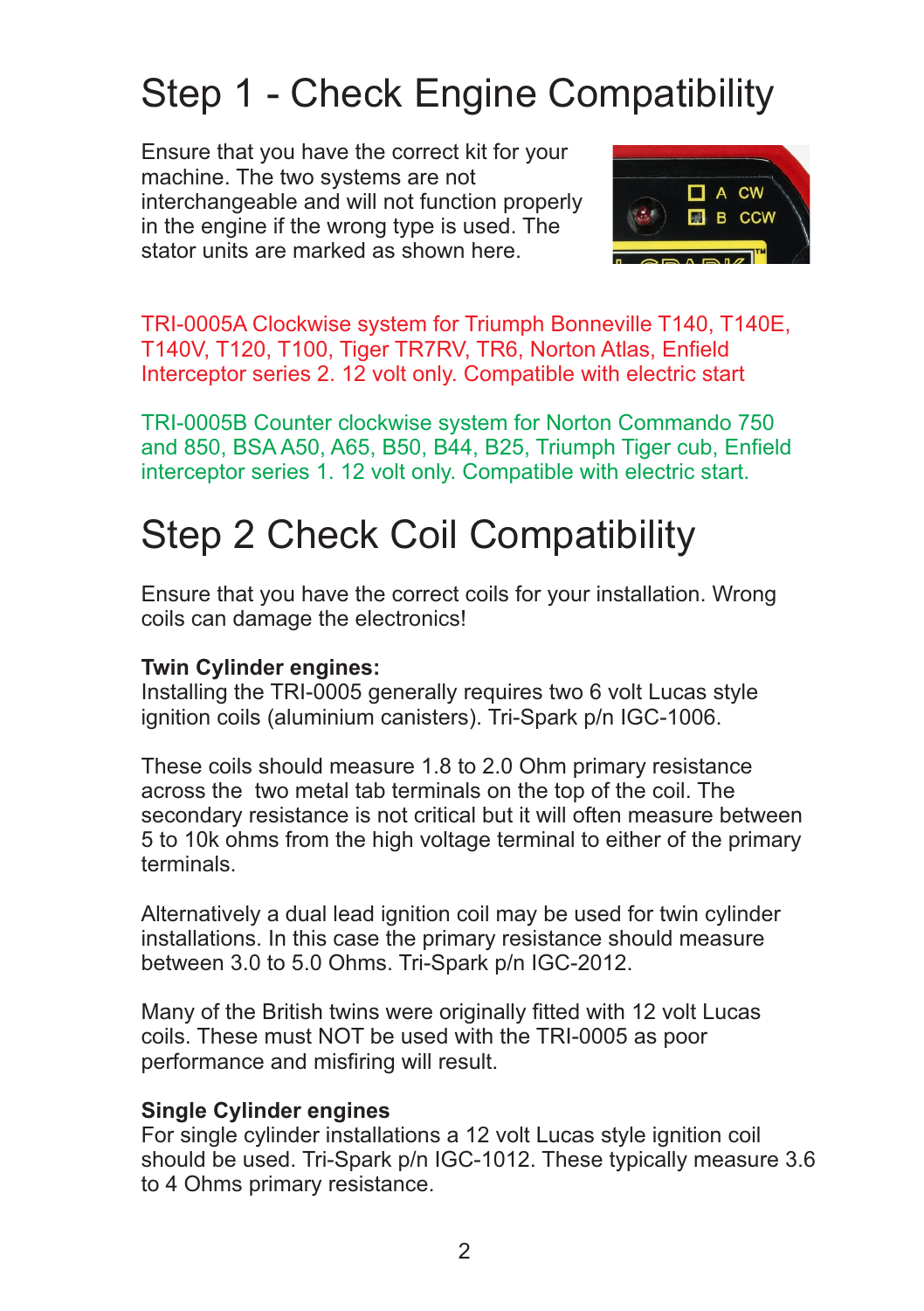# Step 1 - Check Engine Compatibility

Ensure that you have the correct kit for your machine. The two systems are not interchangeable and will not function properly in the engine if the wrong type is used. The stator units are marked as shown here.

TRI-0005A Clockwise system for Triumph Bonneville T140, T140E, T140V, T120, T100, Tiger TR7RV, TR6, Norton Atlas, Enfield Interceptor series 2. 12 volt only. Compatible with electric start

TRI-0005B Counter clockwise system for Norton Commando 750 and 850, BSA A50, A65, B50, B44, B25, Triumph Tiger cub, Enfield interceptor series 1. 12 volt only. Compatible with electric start.

# Step 2 Check Coil Compatibility

Ensure that you have the correct coils for your installation. Wrong coils can damage the electronics!

**Twin Cylinder engines:**
Installing the TRI-0005 generally requires two 6 volt Lucas style ignition coils (aluminium canisters). Tri-Spark p/n IGC-1006.

These coils should measure 1.8 to 2.0 Ohm primary resistance across the two metal tab terminals on the top of the coil. The secondary resistance is not critical but it will often measure between 5 to 10k ohms from the high voltage terminal to either of the primary terminals.

Alternatively a dual lead ignition coil may be used for twin cylinder installations. In this case the primary resistance should measure between 3.0 to 5.0 Ohms. Tri-Spark p/n IGC-2012.

Many of the British twins were originally fitted with 12 volt Lucas coils. These must NOT be used with the TRI-0005 as poor performance and misfiring will result.

**Single Cylinder engines**
For single cylinder installations a 12 volt Lucas style ignition coil should be used. Tri-Spark p/n IGC-1012. These typically measure 3.6 to 4 Ohms primary resistance.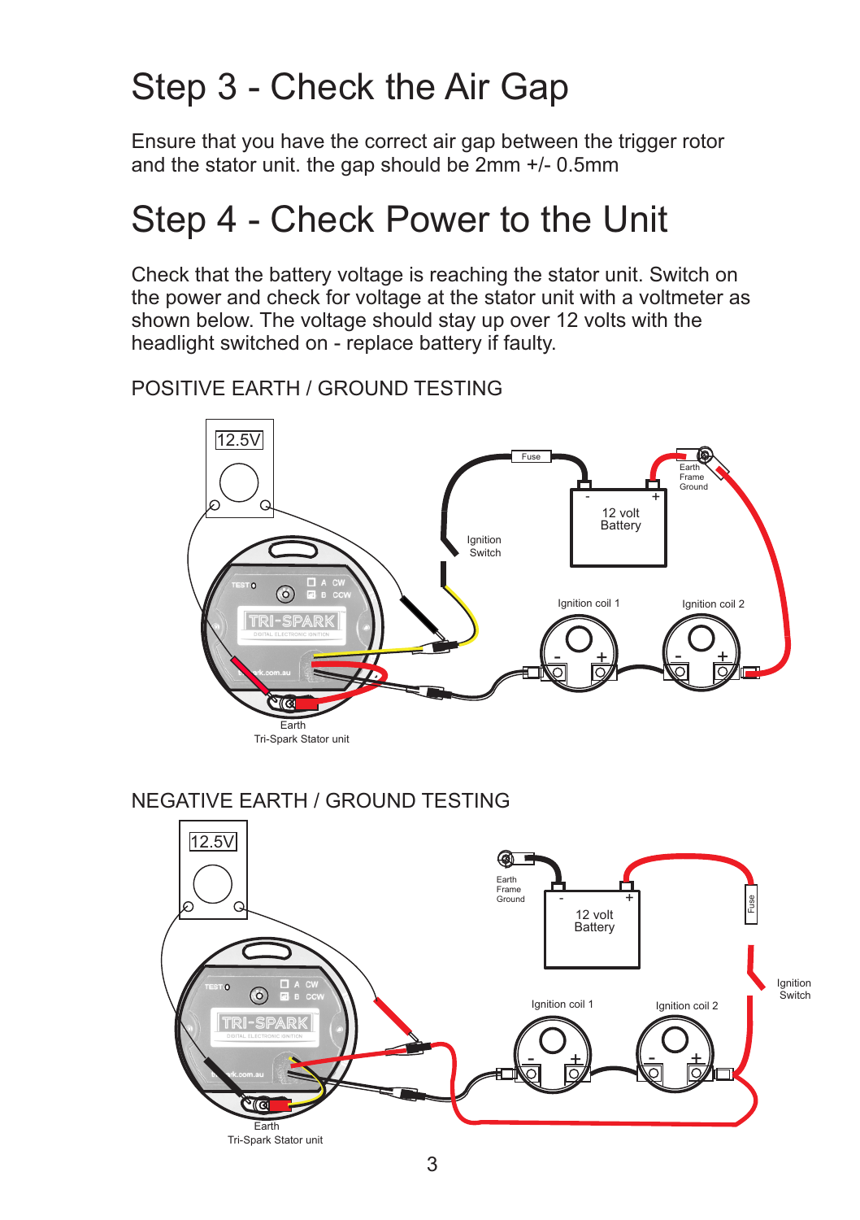# Step 3 - Check the Air Gap

Ensure that you have the correct air gap between the trigger rotor and the stator unit. the gap should be 2mm +/- 0.5mm

# Step 4 - Check Power to the Unit

Check that the battery voltage is reaching the stator unit. Switch on the power and check for voltage at the stator unit with a voltmeter as shown below. The voltage should stay up over 12 volts with the headlight switched on - replace battery if faulty.

POSITIVE EARTH / GROUND TESTING

12.5V

Fuse

Earth
Frame
Ground

12 volt
Battery

Ignition
Switch

Ignition coil 1

Ignition coil 2

Earth
Tri-Spark Stator unit

NEGATIVE EARTH / GROUND TESTING

12.5V

Earth
Frame
Ground

12 volt
Battery

Fuse

Ignition
Switch

Ignition coil 1

Ignition coil 2

Earth
Tri-Spark Stator unit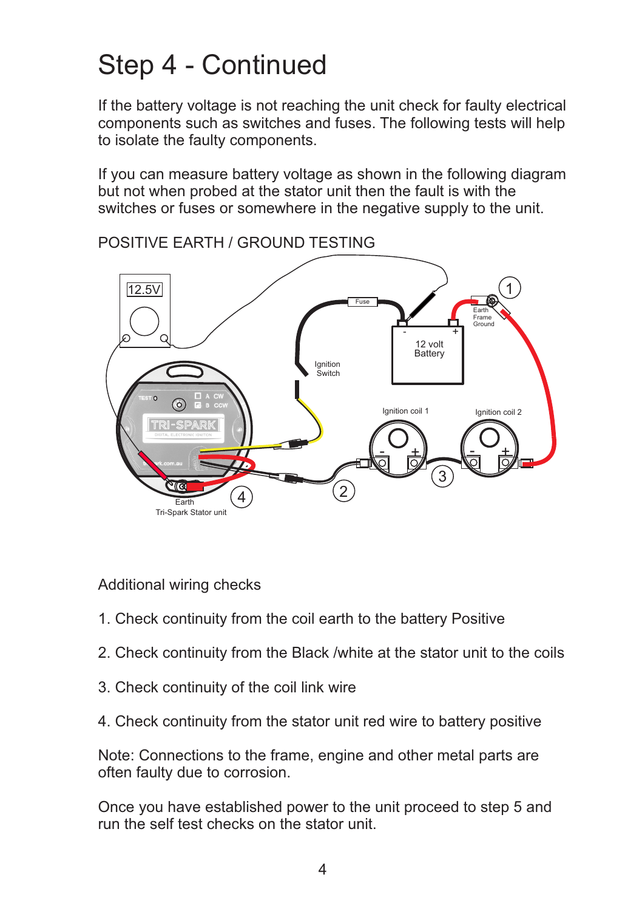# Step 4 - Continued

If the battery voltage is not reaching the unit check for faulty electrical components such as switches and fuses. The following tests will help to isolate the faulty components.

If you can measure battery voltage as shown in the following diagram but not when probed at the stator unit then the fault is with the switches or fuses or somewhere in the negative supply to the unit.

POSITIVE EARTH / GROUND TESTING

Additional wiring checks

1. Check continuity from the coil earth to the battery Positive
2. Check continuity from the Black /white at the stator unit to the coils
3. Check continuity of the coil link wire
4. Check continuity from the stator unit red wire to battery positive

Note: Connections to the frame, engine and other metal parts are often faulty due to corrosion.

Once you have established power to the unit proceed to step 5 and run the self test checks on the stator unit.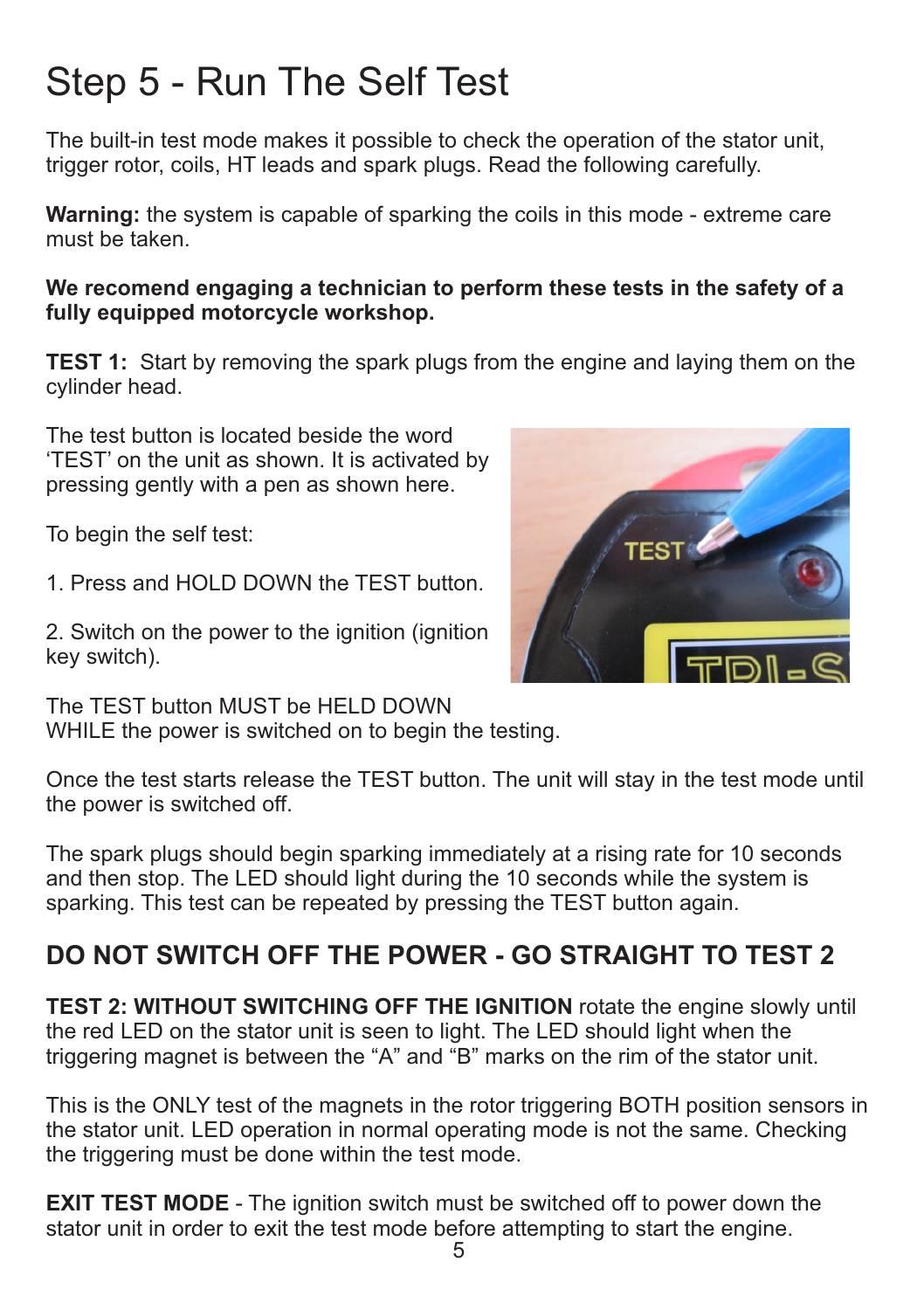# Step 5 - Run The Self Test

The built-in test mode makes it possible to check the operation of the stator unit, trigger rotor, coils, HT leads and spark plugs. Read the following carefully.

**Warning:** the system is capable of sparking the coils in this mode - extreme care must be taken.

**We recomend engaging a technician to perform these tests in the safety of a fully equipped motorcycle workshop.**

**TEST 1:** Start by removing the spark plugs from the engine and laying them on the cylinder head.

The test button is located beside the word 'TEST' on the unit as shown. It is activated by pressing gently with a pen as shown here.

To begin the self test:

1. Press and HOLD DOWN the TEST button.

2. Switch on the power to the ignition (ignition key switch).

The TEST button MUST be HELD DOWN WHILE the power is switched on to begin the testing.

Once the test starts release the TEST button. The unit will stay in the test mode until the power is switched off.

The spark plugs should begin sparking immediately at a rising rate for 10 seconds and then stop. The LED should light during the 10 seconds while the system is sparking. This test can be repeated by pressing the TEST button again.

## DO NOT SWITCH OFF THE POWER - GO STRAIGHT TO TEST 2

**TEST 2: WITHOUT SWITCHING OFF THE IGNITION** rotate the engine slowly until the red LED on the stator unit is seen to light. The LED should light when the triggering magnet is between the "A" and "B" marks on the rim of the stator unit.

This is the ONLY test of the magnets in the rotor triggering BOTH position sensors in the stator unit. LED operation in normal operating mode is not the same. Checking the triggering must be done within the test mode.

**EXIT TEST MODE** - The ignition switch must be switched off to power down the stator unit in order to exit the test mode before attempting to start the engine.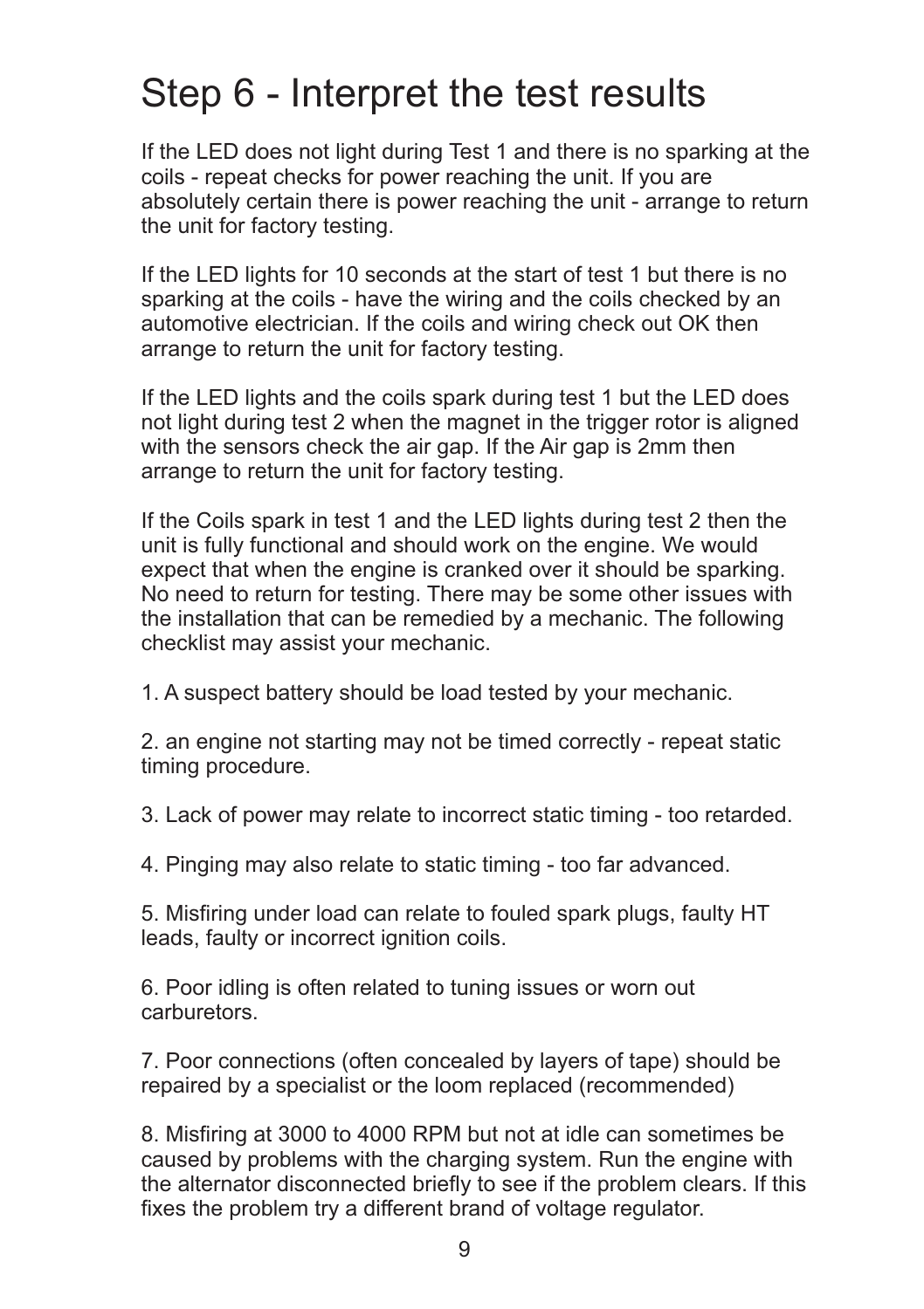# Step 6 - Interpret the test results

If the LED does not light during Test 1 and there is no sparking at the coils - repeat checks for power reaching the unit. If you are absolutely certain there is power reaching the unit - arrange to return the unit for factory testing.

If the LED lights for 10 seconds at the start of test 1 but there is no sparking at the coils - have the wiring and the coils checked by an automotive electrician. If the coils and wiring check out OK then arrange to return the unit for factory testing.

If the LED lights and the coils spark during test 1 but the LED does not light during test 2 when the magnet in the trigger rotor is aligned with the sensors check the air gap. If the Air gap is 2mm then arrange to return the unit for factory testing.

If the Coils spark in test 1 and the LED lights during test 2 then the unit is fully functional and should work on the engine. We would expect that when the engine is cranked over it should be sparking. No need to return for testing. There may be some other issues with the installation that can be remedied by a mechanic. The following checklist may assist your mechanic.

1. A suspect battery should be load tested by your mechanic.

2. an engine not starting may not be timed correctly - repeat static timing procedure.

3. Lack of power may relate to incorrect static timing - too retarded.

4. Pinging may also relate to static timing - too far advanced.

5. Misfiring under load can relate to fouled spark plugs, faulty HT leads, faulty or incorrect ignition coils.

6. Poor idling is often related to tuning issues or worn out carburetors.

7. Poor connections (often concealed by layers of tape) should be repaired by a specialist or the loom replaced (recommended)

8. Misfiring at 3000 to 4000 RPM but not at idle can sometimes be caused by problems with the charging system. Run the engine with the alternator disconnected briefly to see if the problem clears. If this fixes the problem try a different brand of voltage regulator.